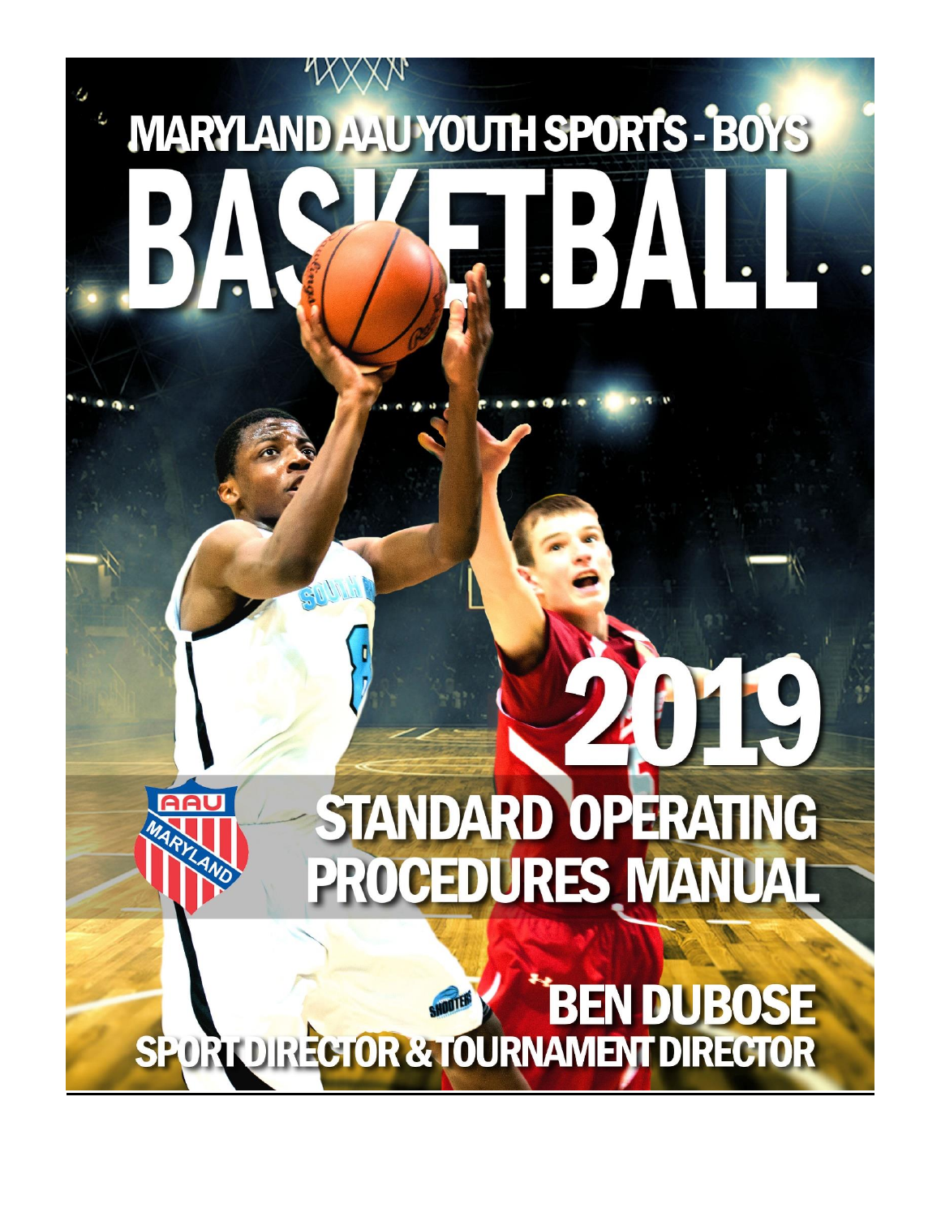# MARYLAND AAU YOUTH SPORTS - BOYS

# BASKETBALL

# 2019

## STANDARD OPERATING PROCEDURES MANUAL

**BEN DUBOSE**

**SPORT DIRECTOR & TOURNAMENT DIRECTOR**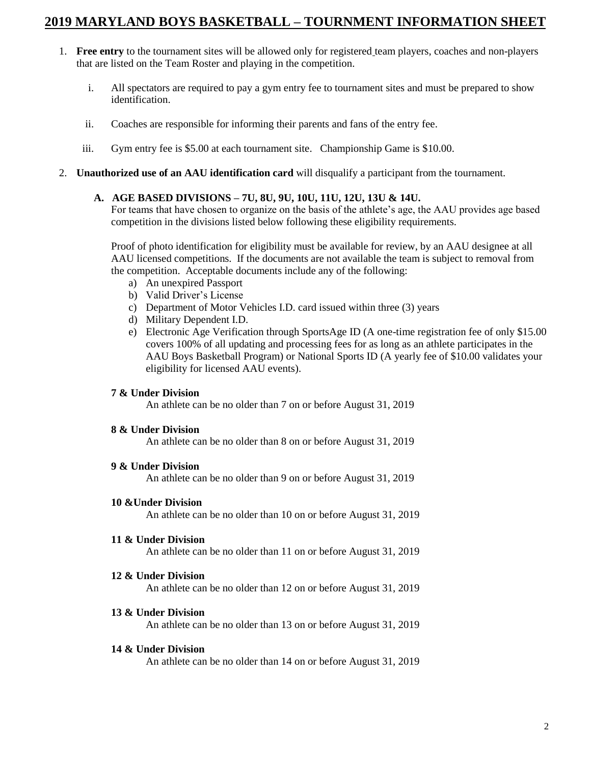# 2019 MARYLAND BOYS BASKETBALL – TOURNMENT INFORMATION SHEET

1. **Free entry** to the tournament sites will be allowed only for registered team players, coaches and non-players that are listed on the Team Roster and playing in the competition.

   i. All spectators are required to pay a gym entry fee to tournament sites and must be prepared to show identification.

   ii. Coaches are responsible for informing their parents and fans of the entry fee.

   iii. Gym entry fee is $5.00 at each tournament site. Championship Game is $10.00.

2. **Unauthorized use of an AAU identification card** will disqualify a participant from the tournament.

### A. AGE BASED DIVISIONS – 7U, 8U, 9U, 10U, 11U, 12U, 13U & 14U.

For teams that have chosen to organize on the basis of the athlete's age, the AAU provides age based competition in the divisions listed below following these eligibility requirements.

Proof of photo identification for eligibility must be available for review, by an AAU designee at all AAU licensed competitions. If the documents are not available the team is subject to removal from the competition. Acceptable documents include any of the following:

a) An unexpired Passport
b) Valid Driver's License
c) Department of Motor Vehicles I.D. card issued within three (3) years
d) Military Dependent I.D.
e) Electronic Age Verification through SportsAge ID (A one-time registration fee of only $15.00 covers 100% of all updating and processing fees for as long as an athlete participates in the AAU Boys Basketball Program) or National Sports ID (A yearly fee of $10.00 validates your eligibility for licensed AAU events).

**7 & Under Division**
An athlete can be no older than 7 on or before August 31, 2019

**8 & Under Division**
An athlete can be no older than 8 on or before August 31, 2019

**9 & Under Division**
An athlete can be no older than 9 on or before August 31, 2019

**10 &Under Division**
An athlete can be no older than 10 on or before August 31, 2019

**11 & Under Division**
An athlete can be no older than 11 on or before August 31, 2019

**12 & Under Division**
An athlete can be no older than 12 on or before August 31, 2019

**13 & Under Division**
An athlete can be no older than 13 on or before August 31, 2019

**14 & Under Division**
An athlete can be no older than 14 on or before August 31, 2019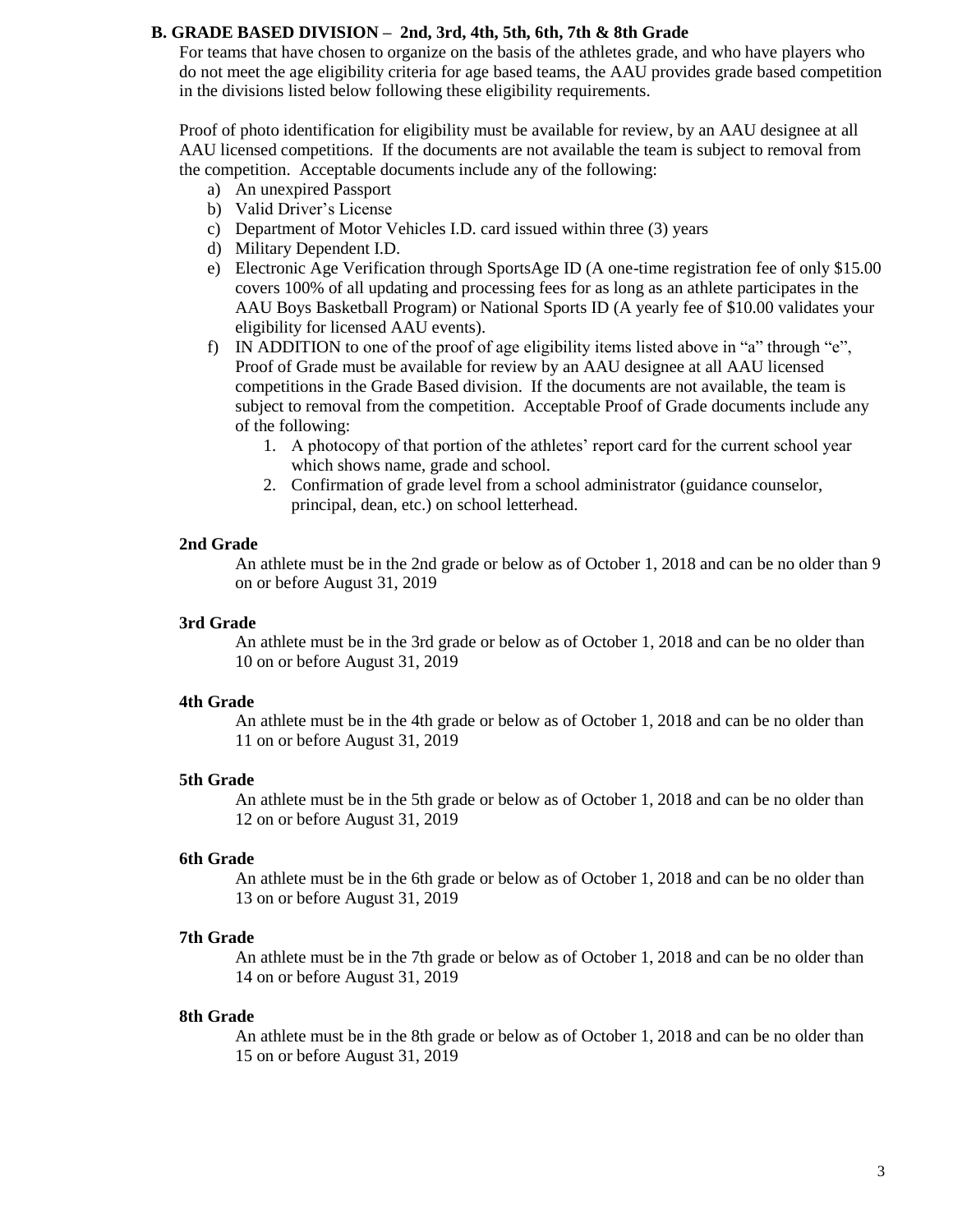### B. GRADE BASED DIVISION – 2nd, 3rd, 4th, 5th, 6th, 7th & 8th Grade

For teams that have chosen to organize on the basis of the athletes grade, and who have players who do not meet the age eligibility criteria for age based teams, the AAU provides grade based competition in the divisions listed below following these eligibility requirements.

Proof of photo identification for eligibility must be available for review, by an AAU designee at all AAU licensed competitions. If the documents are not available the team is subject to removal from the competition. Acceptable documents include any of the following:

a) An unexpired Passport
b) Valid Driver's License
c) Department of Motor Vehicles I.D. card issued within three (3) years
d) Military Dependent I.D.
e) Electronic Age Verification through SportsAge ID (A one-time registration fee of only $15.00 covers 100% of all updating and processing fees for as long as an athlete participates in the AAU Boys Basketball Program) or National Sports ID (A yearly fee of $10.00 validates your eligibility for licensed AAU events).
f) IN ADDITION to one of the proof of age eligibility items listed above in "a" through "e", Proof of Grade must be available for review by an AAU designee at all AAU licensed competitions in the Grade Based division. If the documents are not available, the team is subject to removal from the competition. Acceptable Proof of Grade documents include any of the following:
    1. A photocopy of that portion of the athletes' report card for the current school year which shows name, grade and school.
    2. Confirmation of grade level from a school administrator (guidance counselor, principal, dean, etc.) on school letterhead.

**2nd Grade**

An athlete must be in the 2nd grade or below as of October 1, 2018 and can be no older than 9 on or before August 31, 2019

**3rd Grade**

An athlete must be in the 3rd grade or below as of October 1, 2018 and can be no older than 10 on or before August 31, 2019

**4th Grade**

An athlete must be in the 4th grade or below as of October 1, 2018 and can be no older than 11 on or before August 31, 2019

**5th Grade**

An athlete must be in the 5th grade or below as of October 1, 2018 and can be no older than 12 on or before August 31, 2019

**6th Grade**

An athlete must be in the 6th grade or below as of October 1, 2018 and can be no older than 13 on or before August 31, 2019

**7th Grade**

An athlete must be in the 7th grade or below as of October 1, 2018 and can be no older than 14 on or before August 31, 2019

**8th Grade**

An athlete must be in the 8th grade or below as of October 1, 2018 and can be no older than 15 on or before August 31, 2019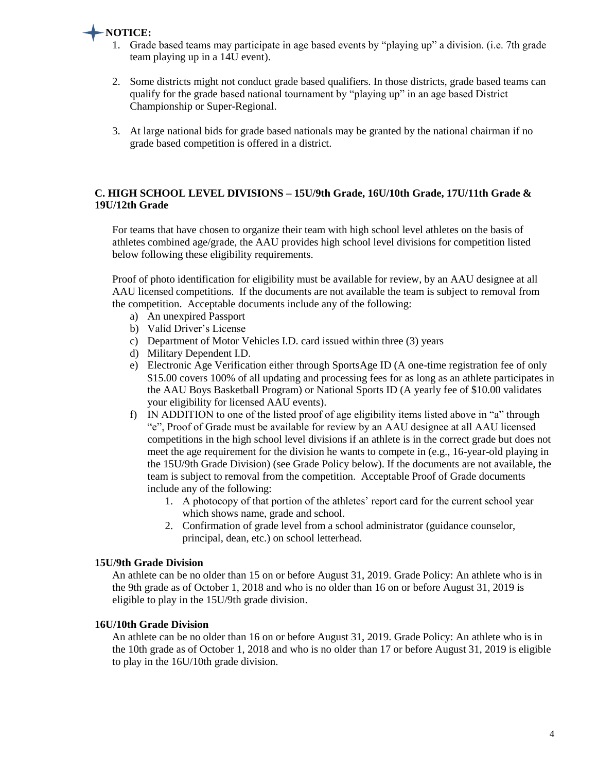**NOTICE:**

1. Grade based teams may participate in age based events by "playing up" a division. (i.e. 7th grade team playing up in a 14U event).

2. Some districts might not conduct grade based qualifiers. In those districts, grade based teams can qualify for the grade based national tournament by "playing up" in an age based District Championship or Super-Regional.

3. At large national bids for grade based nationals may be granted by the national chairman if no grade based competition is offered in a district.

### C. HIGH SCHOOL LEVEL DIVISIONS – 15U/9th Grade, 16U/10th Grade, 17U/11th Grade & 19U/12th Grade

For teams that have chosen to organize their team with high school level athletes on the basis of athletes combined age/grade, the AAU provides high school level divisions for competition listed below following these eligibility requirements.

Proof of photo identification for eligibility must be available for review, by an AAU designee at all AAU licensed competitions. If the documents are not available the team is subject to removal from the competition. Acceptable documents include any of the following:

a) An unexpired Passport
b) Valid Driver's License
c) Department of Motor Vehicles I.D. card issued within three (3) years
d) Military Dependent I.D.
e) Electronic Age Verification either through SportsAge ID (A one-time registration fee of only $15.00 covers 100% of all updating and processing fees for as long as an athlete participates in the AAU Boys Basketball Program) or National Sports ID (A yearly fee of $10.00 validates your eligibility for licensed AAU events).
f) IN ADDITION to one of the listed proof of age eligibility items listed above in "a" through "e", Proof of Grade must be available for review by an AAU designee at all AAU licensed competitions in the high school level divisions if an athlete is in the correct grade but does not meet the age requirement for the division he wants to compete in (e.g., 16-year-old playing in the 15U/9th Grade Division) (see Grade Policy below). If the documents are not available, the team is subject to removal from the competition. Acceptable Proof of Grade documents include any of the following:
    1. A photocopy of that portion of the athletes' report card for the current school year which shows name, grade and school.
    2. Confirmation of grade level from a school administrator (guidance counselor, principal, dean, etc.) on school letterhead.

**15U/9th Grade Division**

An athlete can be no older than 15 on or before August 31, 2019. Grade Policy: An athlete who is in the 9th grade as of October 1, 2018 and who is no older than 16 on or before August 31, 2019 is eligible to play in the 15U/9th grade division.

**16U/10th Grade Division**

An athlete can be no older than 16 on or before August 31, 2019. Grade Policy: An athlete who is in the 10th grade as of October 1, 2018 and who is no older than 17 or before August 31, 2019 is eligible to play in the 16U/10th grade division.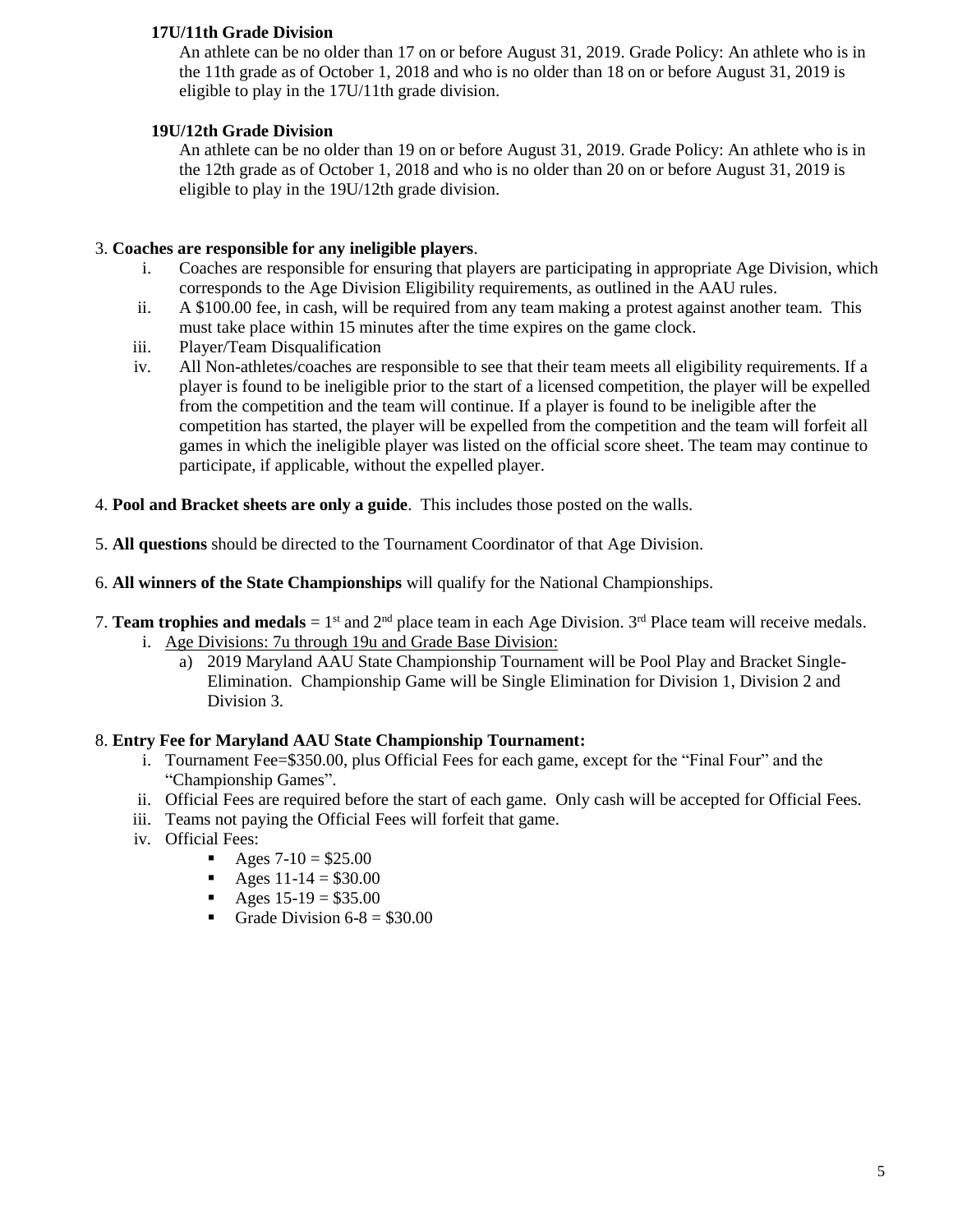**17U/11th Grade Division**

An athlete can be no older than 17 on or before August 31, 2019. Grade Policy: An athlete who is in the 11th grade as of October 1, 2018 and who is no older than 18 on or before August 31, 2019 is eligible to play in the 17U/11th grade division.

**19U/12th Grade Division**

An athlete can be no older than 19 on or before August 31, 2019. Grade Policy: An athlete who is in the 12th grade as of October 1, 2018 and who is no older than 20 on or before August 31, 2019 is eligible to play in the 19U/12th grade division.

3. **Coaches are responsible for any ineligible players**.
   i. Coaches are responsible for ensuring that players are participating in appropriate Age Division, which corresponds to the Age Division Eligibility requirements, as outlined in the AAU rules.
   ii. A $100.00 fee, in cash, will be required from any team making a protest against another team. This must take place within 15 minutes after the time expires on the game clock.
   iii. Player/Team Disqualification
   iv. All Non-athletes/coaches are responsible to see that their team meets all eligibility requirements. If a player is found to be ineligible prior to the start of a licensed competition, the player will be expelled from the competition and the team will continue. If a player is found to be ineligible after the competition has started, the player will be expelled from the competition and the team will forfeit all games in which the ineligible player was listed on the official score sheet. The team may continue to participate, if applicable, without the expelled player.

4. **Pool and Bracket sheets are only a guide**. This includes those posted on the walls.

5. **All questions** should be directed to the Tournament Coordinator of that Age Division.

6. **All winners of the State Championships** will qualify for the National Championships.

7. **Team trophies and medals** = 1st and 2nd place team in each Age Division. 3rd Place team will receive medals.
   i. Age Divisions: 7u through 19u and Grade Base Division:
      a) 2019 Maryland AAU State Championship Tournament will be Pool Play and Bracket Single-Elimination. Championship Game will be Single Elimination for Division 1, Division 2 and Division 3.

8. **Entry Fee for Maryland AAU State Championship Tournament:**
   i. Tournament Fee=$350.00, plus Official Fees for each game, except for the "Final Four" and the "Championship Games".
   ii. Official Fees are required before the start of each game. Only cash will be accepted for Official Fees.
   iii. Teams not paying the Official Fees will forfeit that game.
   iv. Official Fees:
      - Ages 7-10 = $25.00
      - Ages 11-14 = $30.00
      - Ages 15-19 = $35.00
      - Grade Division 6-8 = $30.00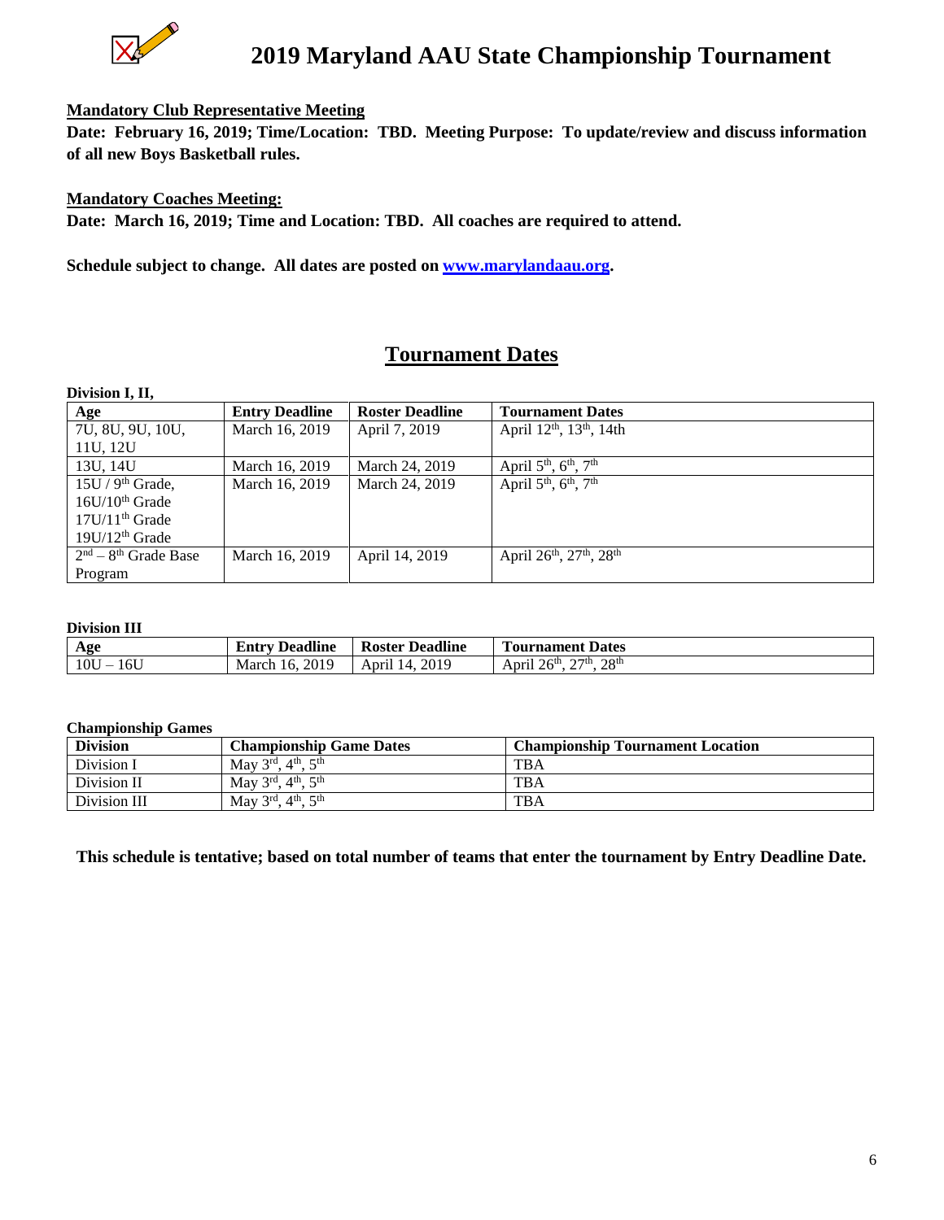# 2019 Maryland AAU State Championship Tournament

**Mandatory Club Representative Meeting**

**Date: February 16, 2019; Time/Location: TBD. Meeting Purpose: To update/review and discuss information of all new Boys Basketball rules.**

**Mandatory Coaches Meeting:**

**Date: March 16, 2019; Time and Location: TBD. All coaches are required to attend.**

**Schedule subject to change. All dates are posted on www.marylandaau.org.**

## Tournament Dates

**Division I, II,**

| Age | Entry Deadline | Roster Deadline | Tournament Dates |
|---|---|---|---|
| 7U, 8U, 9U, 10U, 11U, 12U | March 16, 2019 | April 7, 2019 | April 12th, 13th, 14th |
| 13U, 14U | March 16, 2019 | March 24, 2019 | April 5th, 6th, 7th |
| 15U / 9th Grade, 16U/10th Grade 17U/11th Grade 19U/12th Grade | March 16, 2019 | March 24, 2019 | April 5th, 6th, 7th |
| 2nd – 8th Grade Base Program | March 16, 2019 | April 14, 2019 | April 26th, 27th, 28th |

**Division III**

| Age | Entry Deadline | Roster Deadline | Tournament Dates |
|---|---|---|---|
| 10U – 16U | March 16, 2019 | April 14, 2019 | April 26th, 27th, 28th |

**Championship Games**

| Division | Championship Game Dates | Championship Tournament Location |
|---|---|---|
| Division I | May 3rd, 4th, 5th | TBA |
| Division II | May 3rd, 4th, 5th | TBA |
| Division III | May 3rd, 4th, 5th | TBA |

**This schedule is tentative; based on total number of teams that enter the tournament by Entry Deadline Date.**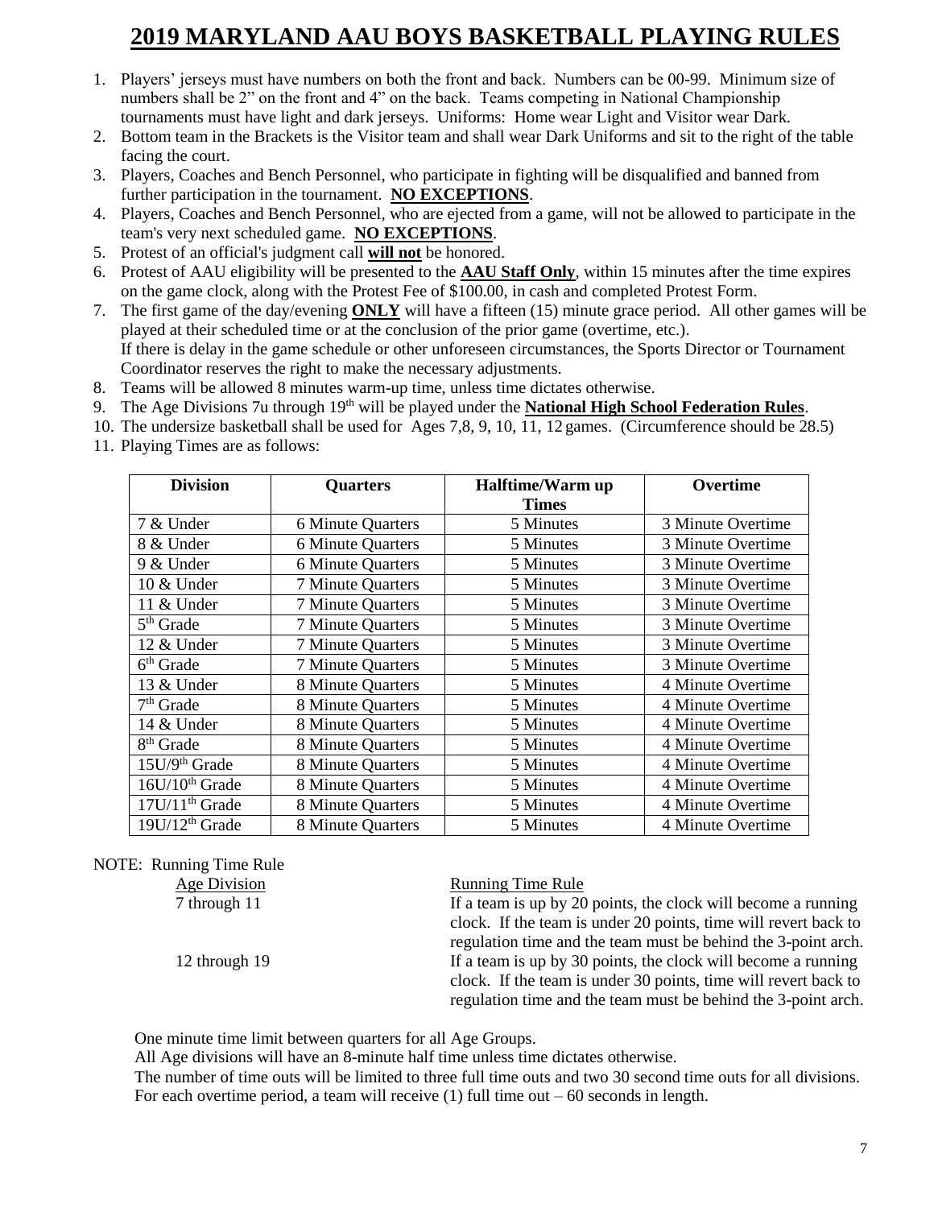# 2019 MARYLAND AAU BOYS BASKETBALL PLAYING RULES

1. Players' jerseys must have numbers on both the front and back. Numbers can be 00-99. Minimum size of numbers shall be 2" on the front and 4" on the back. Teams competing in National Championship tournaments must have light and dark jerseys. Uniforms: Home wear Light and Visitor wear Dark.
2. Bottom team in the Brackets is the Visitor team and shall wear Dark Uniforms and sit to the right of the table facing the court.
3. Players, Coaches and Bench Personnel, who participate in fighting will be disqualified and banned from further participation in the tournament. **NO EXCEPTIONS**.
4. Players, Coaches and Bench Personnel, who are ejected from a game, will not be allowed to participate in the team's very next scheduled game. **NO EXCEPTIONS**.
5. Protest of an official's judgment call **will not** be honored.
6. Protest of AAU eligibility will be presented to the **AAU Staff Only**, within 15 minutes after the time expires on the game clock, along with the Protest Fee of $100.00, in cash and completed Protest Form.
7. The first game of the day/evening **ONLY** will have a fifteen (15) minute grace period. All other games will be played at their scheduled time or at the conclusion of the prior game (overtime, etc.).
   If there is delay in the game schedule or other unforeseen circumstances, the Sports Director or Tournament Coordinator reserves the right to make the necessary adjustments.
8. Teams will be allowed 8 minutes warm-up time, unless time dictates otherwise.
9. The Age Divisions 7u through 19th will be played under the **National High School Federation Rules**.
10. The undersize basketball shall be used for Ages 7,8, 9, 10, 11, 12 games. (Circumference should be 28.5)
11. Playing Times are as follows:

| Division | Quarters | Halftime/Warm up Times | Overtime |
|---|---|---|---|
| 7 & Under | 6 Minute Quarters | 5 Minutes | 3 Minute Overtime |
| 8 & Under | 6 Minute Quarters | 5 Minutes | 3 Minute Overtime |
| 9 & Under | 6 Minute Quarters | 5 Minutes | 3 Minute Overtime |
| 10 & Under | 7 Minute Quarters | 5 Minutes | 3 Minute Overtime |
| 11 & Under | 7 Minute Quarters | 5 Minutes | 3 Minute Overtime |
| 5th Grade | 7 Minute Quarters | 5 Minutes | 3 Minute Overtime |
| 12 & Under | 7 Minute Quarters | 5 Minutes | 3 Minute Overtime |
| 6th Grade | 7 Minute Quarters | 5 Minutes | 3 Minute Overtime |
| 13 & Under | 8 Minute Quarters | 5 Minutes | 4 Minute Overtime |
| 7th Grade | 8 Minute Quarters | 5 Minutes | 4 Minute Overtime |
| 14 & Under | 8 Minute Quarters | 5 Minutes | 4 Minute Overtime |
| 8th Grade | 8 Minute Quarters | 5 Minutes | 4 Minute Overtime |
| 15U/9th Grade | 8 Minute Quarters | 5 Minutes | 4 Minute Overtime |
| 16U/10th Grade | 8 Minute Quarters | 5 Minutes | 4 Minute Overtime |
| 17U/11th Grade | 8 Minute Quarters | 5 Minutes | 4 Minute Overtime |
| 19U/12th Grade | 8 Minute Quarters | 5 Minutes | 4 Minute Overtime |

NOTE: Running Time Rule

| Age Division | Running Time Rule |
|---|---|
| 7 through 11 | If a team is up by 20 points, the clock will become a running clock. If the team is under 20 points, time will revert back to regulation time and the team must be behind the 3-point arch. |
| 12 through 19 | If a team is up by 30 points, the clock will become a running clock. If the team is under 30 points, time will revert back to regulation time and the team must be behind the 3-point arch. |

One minute time limit between quarters for all Age Groups.

All Age divisions will have an 8-minute half time unless time dictates otherwise.

The number of time outs will be limited to three full time outs and two 30 second time outs for all divisions. For each overtime period, a team will receive (1) full time out – 60 seconds in length.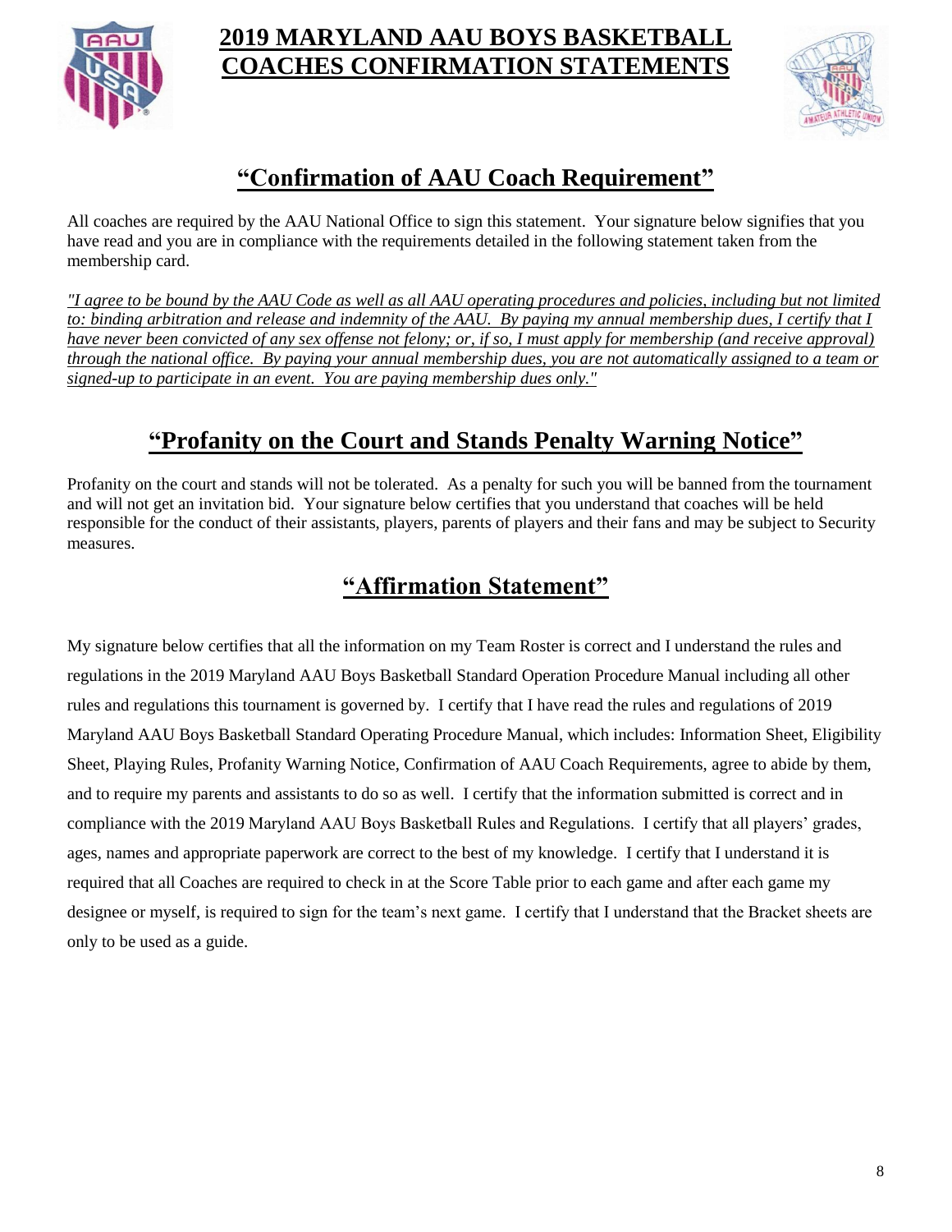# 2019 MARYLAND AAU BOYS BASKETBALL COACHES CONFIRMATION STATEMENTS

## "Confirmation of AAU Coach Requirement"

All coaches are required by the AAU National Office to sign this statement. Your signature below signifies that you have read and you are in compliance with the requirements detailed in the following statement taken from the membership card.

*"I agree to be bound by the AAU Code as well as all AAU operating procedures and policies, including but not limited to: binding arbitration and release and indemnity of the AAU. By paying my annual membership dues, I certify that I have never been convicted of any sex offense not felony; or, if so, I must apply for membership (and receive approval) through the national office. By paying your annual membership dues, you are not automatically assigned to a team or signed-up to participate in an event. You are paying membership dues only."*

## "Profanity on the Court and Stands Penalty Warning Notice"

Profanity on the court and stands will not be tolerated. As a penalty for such you will be banned from the tournament and will not get an invitation bid. Your signature below certifies that you understand that coaches will be held responsible for the conduct of their assistants, players, parents of players and their fans and may be subject to Security measures.

## "Affirmation Statement"

My signature below certifies that all the information on my Team Roster is correct and I understand the rules and regulations in the 2019 Maryland AAU Boys Basketball Standard Operation Procedure Manual including all other rules and regulations this tournament is governed by. I certify that I have read the rules and regulations of 2019 Maryland AAU Boys Basketball Standard Operating Procedure Manual, which includes: Information Sheet, Eligibility Sheet, Playing Rules, Profanity Warning Notice, Confirmation of AAU Coach Requirements, agree to abide by them, and to require my parents and assistants to do so as well. I certify that the information submitted is correct and in compliance with the 2019 Maryland AAU Boys Basketball Rules and Regulations. I certify that all players' grades, ages, names and appropriate paperwork are correct to the best of my knowledge. I certify that I understand it is required that all Coaches are required to check in at the Score Table prior to each game and after each game my designee or myself, is required to sign for the team's next game. I certify that I understand that the Bracket sheets are only to be used as a guide.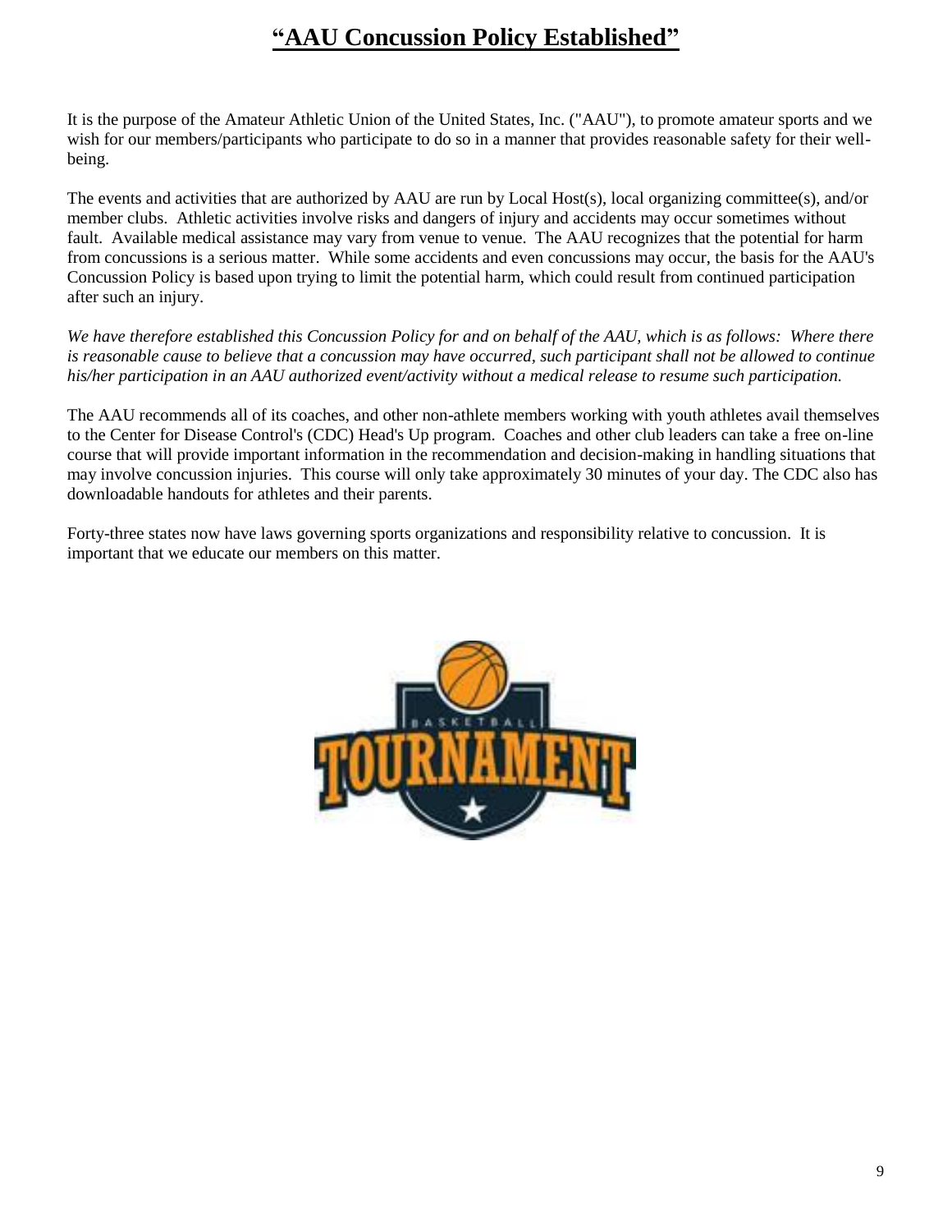# **"AAU Concussion Policy Established"**

It is the purpose of the Amateur Athletic Union of the United States, Inc. ("AAU"), to promote amateur sports and we wish for our members/participants who participate to do so in a manner that provides reasonable safety for their well-being.

The events and activities that are authorized by AAU are run by Local Host(s), local organizing committee(s), and/or member clubs. Athletic activities involve risks and dangers of injury and accidents may occur sometimes without fault. Available medical assistance may vary from venue to venue. The AAU recognizes that the potential for harm from concussions is a serious matter. While some accidents and even concussions may occur, the basis for the AAU's Concussion Policy is based upon trying to limit the potential harm, which could result from continued participation after such an injury.

*We have therefore established this Concussion Policy for and on behalf of the AAU, which is as follows: Where there is reasonable cause to believe that a concussion may have occurred, such participant shall not be allowed to continue his/her participation in an AAU authorized event/activity without a medical release to resume such participation.*

The AAU recommends all of its coaches, and other non-athlete members working with youth athletes avail themselves to the Center for Disease Control's (CDC) Head's Up program. Coaches and other club leaders can take a free on-line course that will provide important information in the recommendation and decision-making in handling situations that may involve concussion injuries. This course will only take approximately 30 minutes of your day. The CDC also has downloadable handouts for athletes and their parents.

Forty-three states now have laws governing sports organizations and responsibility relative to concussion. It is important that we educate our members on this matter.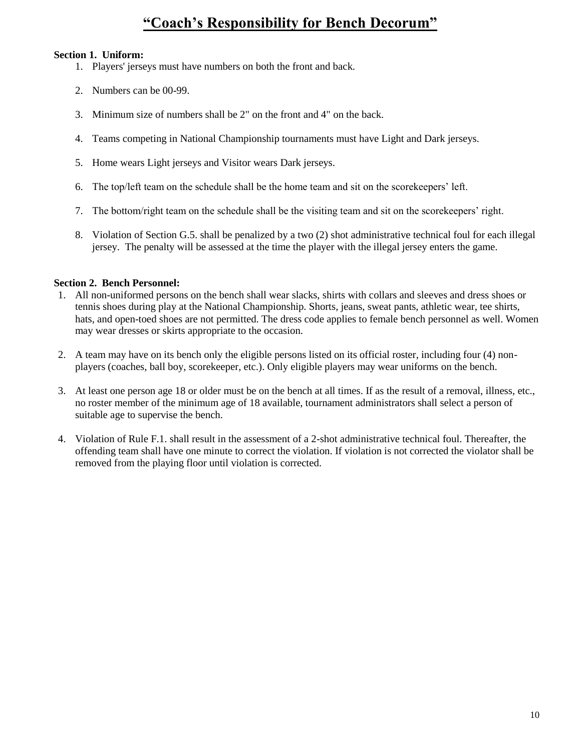# "Coach's Responsibility for Bench Decorum"

**Section 1. Uniform:**

1. Players' jerseys must have numbers on both the front and back.
2. Numbers can be 00-99.
3. Minimum size of numbers shall be 2" on the front and 4" on the back.
4. Teams competing in National Championship tournaments must have Light and Dark jerseys.
5. Home wears Light jerseys and Visitor wears Dark jerseys.
6. The top/left team on the schedule shall be the home team and sit on the scorekeepers' left.
7. The bottom/right team on the schedule shall be the visiting team and sit on the scorekeepers' right.
8. Violation of Section G.5. shall be penalized by a two (2) shot administrative technical foul for each illegal jersey. The penalty will be assessed at the time the player with the illegal jersey enters the game.

**Section 2. Bench Personnel:**

1. All non-uniformed persons on the bench shall wear slacks, shirts with collars and sleeves and dress shoes or tennis shoes during play at the National Championship. Shorts, jeans, sweat pants, athletic wear, tee shirts, hats, and open-toed shoes are not permitted. The dress code applies to female bench personnel as well. Women may wear dresses or skirts appropriate to the occasion.
2. A team may have on its bench only the eligible persons listed on its official roster, including four (4) non-players (coaches, ball boy, scorekeeper, etc.). Only eligible players may wear uniforms on the bench.
3. At least one person age 18 or older must be on the bench at all times. If as the result of a removal, illness, etc., no roster member of the minimum age of 18 available, tournament administrators shall select a person of suitable age to supervise the bench.
4. Violation of Rule F.1. shall result in the assessment of a 2-shot administrative technical foul. Thereafter, the offending team shall have one minute to correct the violation. If violation is not corrected the violator shall be removed from the playing floor until violation is corrected.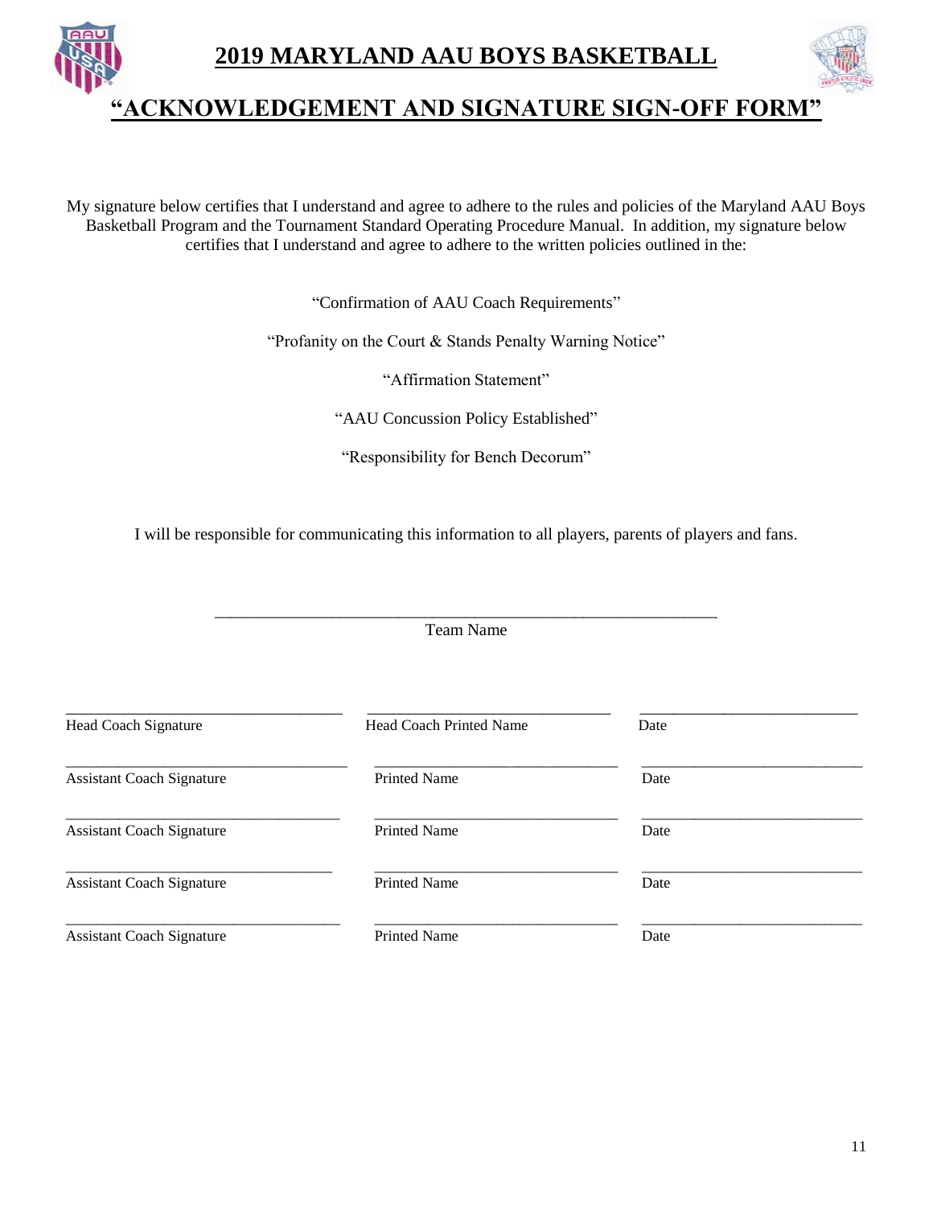# 2019 MARYLAND AAU BOYS BASKETBALL

## "ACKNOWLEDGEMENT AND SIGNATURE SIGN-OFF FORM"

My signature below certifies that I understand and agree to adhere to the rules and policies of the Maryland AAU Boys Basketball Program and the Tournament Standard Operating Procedure Manual. In addition, my signature below certifies that I understand and agree to adhere to the written policies outlined in the:

"Confirmation of AAU Coach Requirements"

"Profanity on the Court & Stands Penalty Warning Notice"

"Affirmation Statement"

"AAU Concussion Policy Established"

"Responsibility for Bench Decorum"

I will be responsible for communicating this information to all players, parents of players and fans.

\_\_\_\_\_\_\_\_\_\_\_\_\_\_\_\_\_\_\_\_\_\_\_\_\_\_\_\_\_\_\_\_\_\_\_\_\_\_\_\_\_\_\_\_\_\_\_\_\_\_\_\_\_\_\_\_\_\_\_\_

Team Name

| Head Coach Signature | Head Coach Printed Name | Date |
|---|---|---|
| Assistant Coach Signature | Printed Name | Date |
| Assistant Coach Signature | Printed Name | Date |
| Assistant Coach Signature | Printed Name | Date |
| Assistant Coach Signature | Printed Name | Date |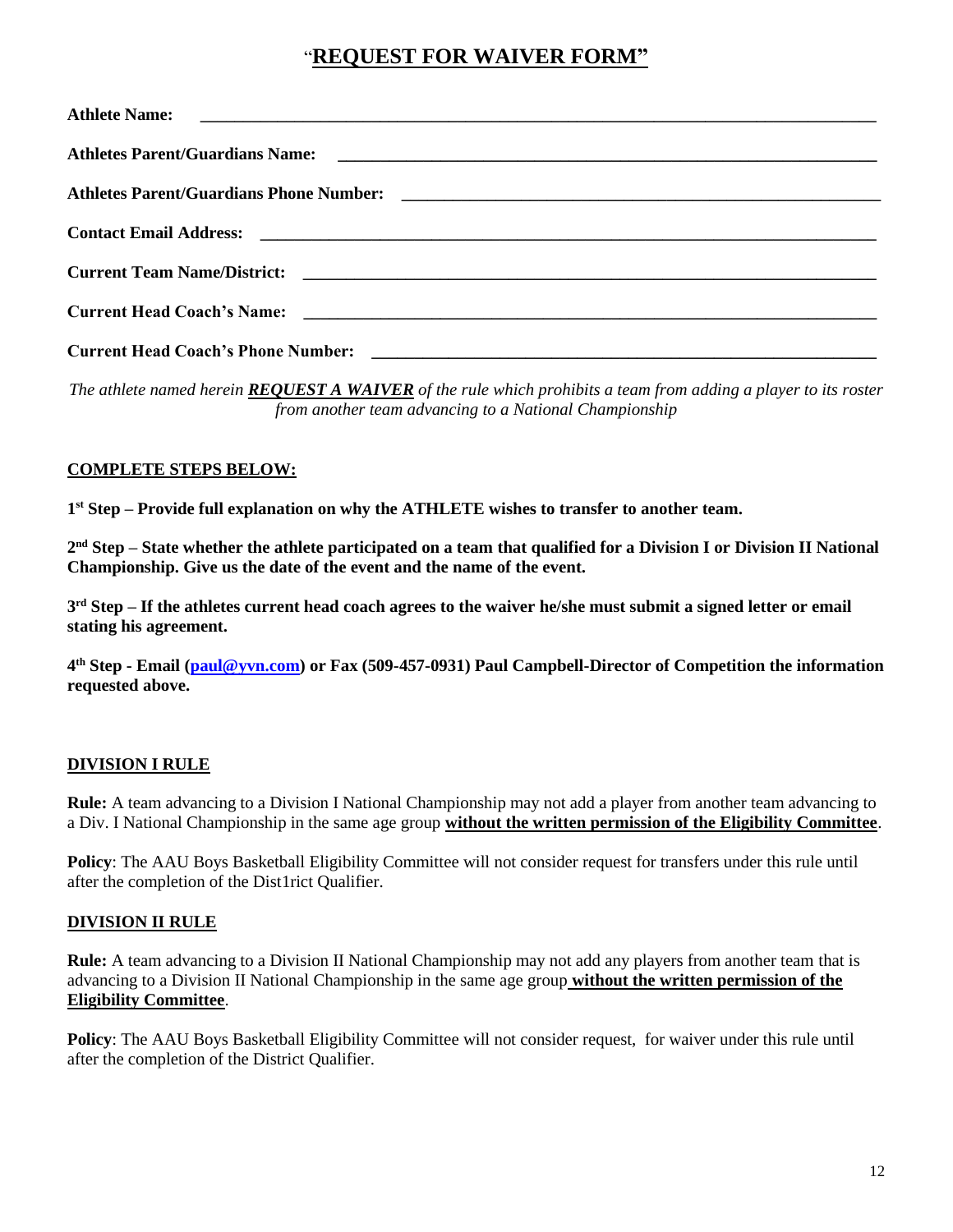# "**REQUEST FOR WAIVER FORM"**

**Athlete Name:** \_\_\_\_\_\_\_\_\_\_\_\_\_\_\_\_\_\_\_\_\_\_\_\_\_\_\_\_\_\_\_\_\_\_\_\_\_\_\_\_\_\_\_\_\_\_\_\_\_\_\_\_\_\_\_\_\_\_\_\_

**Athletes Parent/Guardians Name:** \_\_\_\_\_\_\_\_\_\_\_\_\_\_\_\_\_\_\_\_\_\_\_\_\_\_\_\_\_\_\_\_\_\_\_\_\_\_\_\_\_\_\_\_\_\_\_\_\_

**Athletes Parent/Guardians Phone Number:** \_\_\_\_\_\_\_\_\_\_\_\_\_\_\_\_\_\_\_\_\_\_\_\_\_\_\_\_\_\_\_\_\_\_\_\_\_\_\_\_\_\_

**Contact Email Address:** \_\_\_\_\_\_\_\_\_\_\_\_\_\_\_\_\_\_\_\_\_\_\_\_\_\_\_\_\_\_\_\_\_\_\_\_\_\_\_\_\_\_\_\_\_\_\_\_\_\_\_\_\_\_\_

**Current Team Name/District:** \_\_\_\_\_\_\_\_\_\_\_\_\_\_\_\_\_\_\_\_\_\_\_\_\_\_\_\_\_\_\_\_\_\_\_\_\_\_\_\_\_\_\_\_\_\_\_\_\_\_\_

**Current Head Coach's Name:** \_\_\_\_\_\_\_\_\_\_\_\_\_\_\_\_\_\_\_\_\_\_\_\_\_\_\_\_\_\_\_\_\_\_\_\_\_\_\_\_\_\_\_\_\_\_\_\_\_\_\_

**Current Head Coach's Phone Number:** \_\_\_\_\_\_\_\_\_\_\_\_\_\_\_\_\_\_\_\_\_\_\_\_\_\_\_\_\_\_\_\_\_\_\_\_\_\_\_\_\_\_\_\_

*The athlete named herein* ***REQUEST A WAIVER*** *of the rule which prohibits a team from adding a player to its roster from another team advancing to a National Championship*

**COMPLETE STEPS BELOW:**

**1st Step – Provide full explanation on why the ATHLETE wishes to transfer to another team.**

**2nd Step – State whether the athlete participated on a team that qualified for a Division I or Division II National Championship. Give us the date of the event and the name of the event.**

**3rd Step – If the athletes current head coach agrees to the waiver he/she must submit a signed letter or email stating his agreement.**

**4th Step - Email (paul@yvn.com) or Fax (509-457-0931) Paul Campbell-Director of Competition the information requested above.**

## DIVISION I RULE

**Rule:** A team advancing to a Division I National Championship may not add a player from another team advancing to a Div. I National Championship in the same age group **without the written permission of the Eligibility Committee**.

**Policy**: The AAU Boys Basketball Eligibility Committee will not consider request for transfers under this rule until after the completion of the Dist1rict Qualifier.

## DIVISION II RULE

**Rule:** A team advancing to a Division II National Championship may not add any players from another team that is advancing to a Division II National Championship in the same age group **without the written permission of the Eligibility Committee**.

**Policy**: The AAU Boys Basketball Eligibility Committee will not consider request, for waiver under this rule until after the completion of the District Qualifier.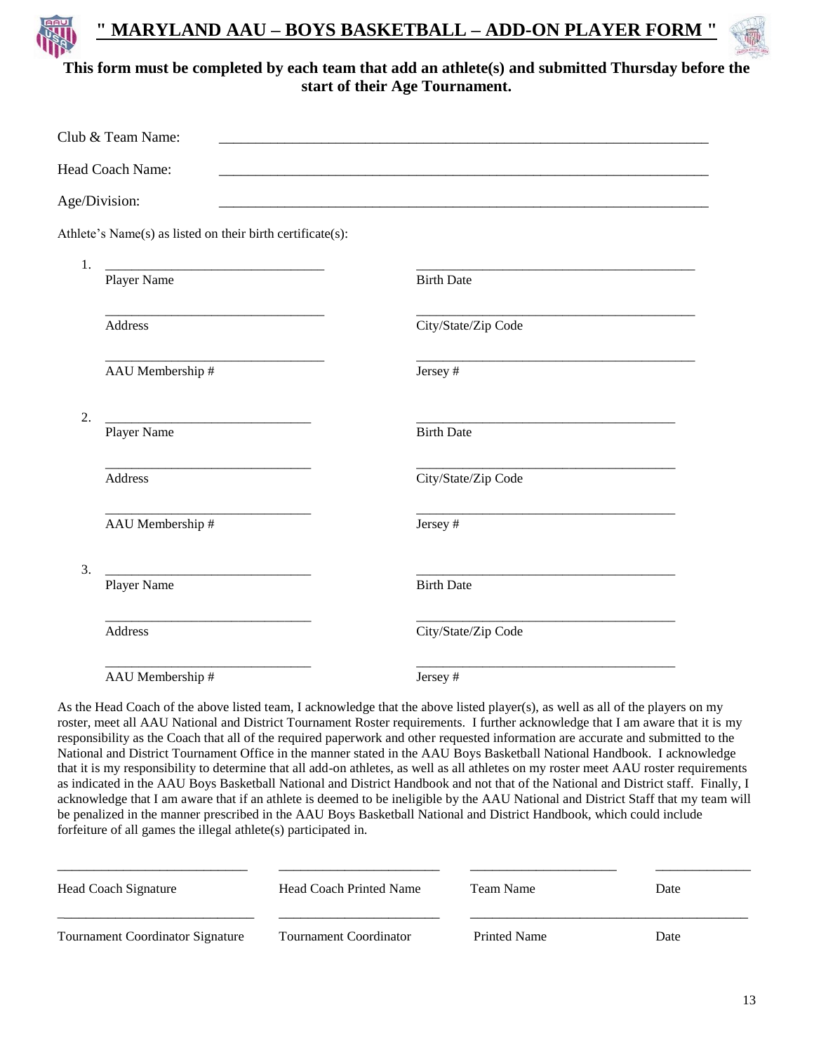# " MARYLAND AAU – BOYS BASKETBALL – ADD-ON PLAYER FORM "

**This form must be completed by each team that add an athlete(s) and submitted Thursday before the start of their Age Tournament.**

Club & Team Name: ______________________________________________________________

Head Coach Name: ______________________________________________________________

Age/Division: ______________________________________________________________

Athlete's Name(s) as listed on their birth certificate(s):

1. ______________________________ ________________________________________
   Player Name Birth Date

   ______________________________ ________________________________________
   Address City/State/Zip Code

   ______________________________ ________________________________________
   AAU Membership # Jersey #

2. ______________________________ ________________________________________
   Player Name Birth Date

   ______________________________ ________________________________________
   Address City/State/Zip Code

   ______________________________ ________________________________________
   AAU Membership # Jersey #

3. ______________________________ ________________________________________
   Player Name Birth Date

   ______________________________ ________________________________________
   Address City/State/Zip Code

   ______________________________ ________________________________________
   AAU Membership # Jersey #

As the Head Coach of the above listed team, I acknowledge that the above listed player(s), as well as all of the players on my roster, meet all AAU National and District Tournament Roster requirements. I further acknowledge that I am aware that it is my responsibility as the Coach that all of the required paperwork and other requested information are accurate and submitted to the National and District Tournament Office in the manner stated in the AAU Boys Basketball National Handbook. I acknowledge that it is my responsibility to determine that all add-on athletes, as well as all athletes on my roster meet AAU roster requirements as indicated in the AAU Boys Basketball National and District Handbook and not that of the National and District staff. Finally, I acknowledge that I am aware that if an athlete is deemed to be ineligible by the AAU National and District Staff that my team will be penalized in the manner prescribed in the AAU Boys Basketball National and District Handbook, which could include forfeiture of all games the illegal athlete(s) participated in.

__________________________ ______________________ ____________________ ____________
Head Coach Signature Head Coach Printed Name Team Name Date

__________________________ ______________________ ________________________________________
Tournament Coordinator Signature Tournament Coordinator Printed Name Date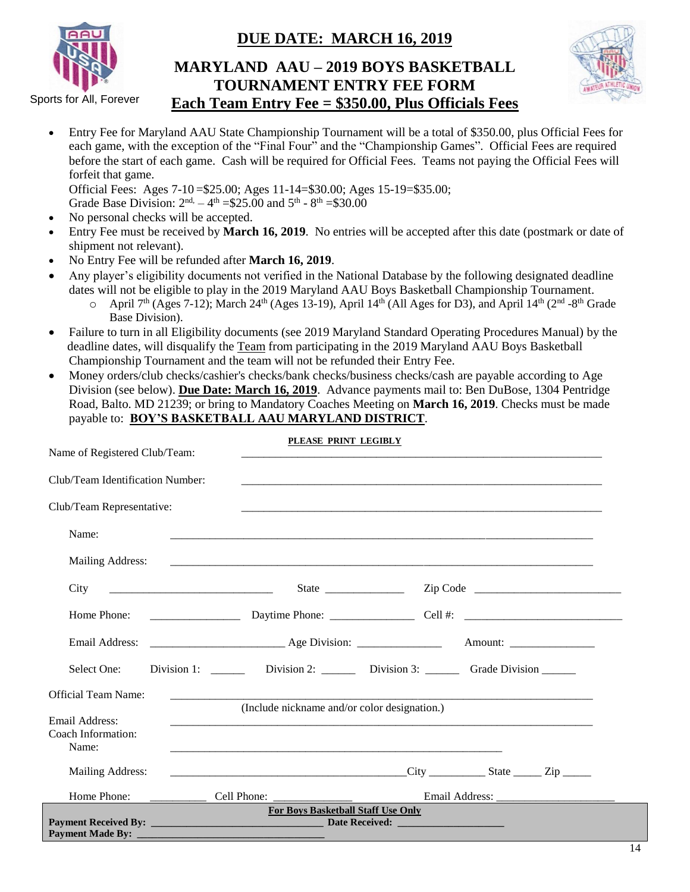Sports for All, Forever

# DUE DATE: MARCH 16, 2019

## MARYLAND AAU – 2019 BOYS BASKETBALL TOURNAMENT ENTRY FEE FORM

## Each Team Entry Fee = $350.00, Plus Officials Fees

- Entry Fee for Maryland AAU State Championship Tournament will be a total of $350.00, plus Official Fees for each game, with the exception of the "Final Four" and the "Championship Games". Official Fees are required before the start of each game. Cash will be required for Official Fees. Teams not paying the Official Fees will forfeit that game.
  Official Fees: Ages 7-10 =$25.00; Ages 11-14=$30.00; Ages 15-19=$35.00;
  Grade Base Division: 2nd, – 4th =$25.00 and 5th - 8th =$30.00
- No personal checks will be accepted.
- Entry Fee must be received by **March 16, 2019**. No entries will be accepted after this date (postmark or date of shipment not relevant).
- No Entry Fee will be refunded after **March 16, 2019**.
- Any player's eligibility documents not verified in the National Database by the following designated deadline dates will not be eligible to play in the 2019 Maryland AAU Boys Basketball Championship Tournament.
  - April 7th (Ages 7-12); March 24th (Ages 13-19), April 14th (All Ages for D3), and April 14th (2nd -8th Grade Base Division).
- Failure to turn in all Eligibility documents (see 2019 Maryland Standard Operating Procedures Manual) by the deadline dates, will disqualify the Team from participating in the 2019 Maryland AAU Boys Basketball Championship Tournament and the team will not be refunded their Entry Fee.
- Money orders/club checks/cashier's checks/bank checks/business checks/cash are payable according to Age Division (see below). **Due Date: March 16, 2019**. Advance payments mail to: Ben DuBose, 1304 Pentridge Road, Balto. MD 21239; or bring to Mandatory Coaches Meeting on **March 16, 2019**. Checks must be made payable to: **BOY'S BASKETBALL AAU MARYLAND DISTRICT**.

**PLEASE PRINT LEGIBLY**

Name of Registered Club/Team: ______________________________

Club/Team Identification Number: ______________________________

Club/Team Representative: ______________________________

Name: ______________________________

Mailing Address: ______________________________

City ______________ State __________ Zip Code ______________

Home Phone: __________ Daytime Phone: __________ Cell #: ______________

Email Address: ______________ Age Division: __________ Amount: __________

Select One: Division 1: ______ Division 2: ______ Division 3: ______ Grade Division ______

Official Team Name: ______________________________
(Include nickname and/or color designation.)

Email Address: ______________________________

Coach Information:
Name: ______________________________

Mailing Address: ______________________________City __________ State _____ Zip _____

Home Phone: __________ Cell Phone: ______________ Email Address: ______________

**For Boys Basketball Staff Use Only**

**Payment Received By:** ______________ **Date Received:** ______________

**Payment Made By:** ______________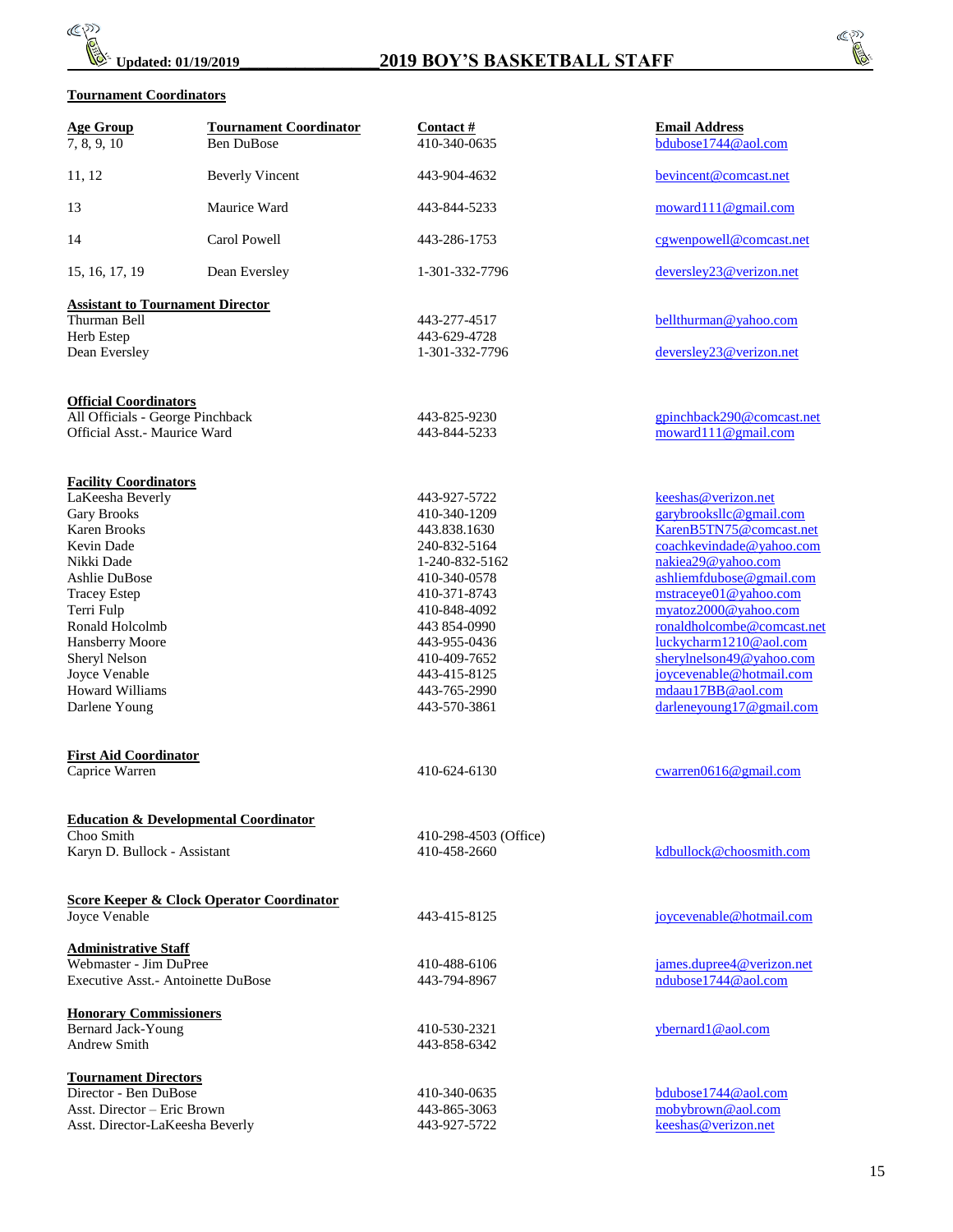**Updated: 01/19/2019**

# 2019 BOY'S BASKETBALL STAFF

## Tournament Coordinators

| Age Group | Tournament Coordinator | Contact # | Email Address |
|---|---|---|---|
| 7, 8, 9, 10 | Ben DuBose | 410-340-0635 | bdubose1744@aol.com |
| 11, 12 | Beverly Vincent | 443-904-4632 | bevincent@comcast.net |
| 13 | Maurice Ward | 443-844-5233 | moward111@gmail.com |
| 14 | Carol Powell | 443-286-1753 | cgwenpowell@comcast.net |
| 15, 16, 17, 19 | Dean Eversley | 1-301-332-7796 | deversley23@verizon.net |

## Assistant to Tournament Director

| | | |
|---|---|---|
| Thurman Bell | 443-277-4517 | bellthurman@yahoo.com |
| Herb Estep | 443-629-4728 | |
| Dean Eversley | 1-301-332-7796 | deversley23@verizon.net |

## Official Coordinators

| | | |
|---|---|---|
| All Officials - George Pinchback | 443-825-9230 | gpinchback290@comcast.net |
| Official Asst.- Maurice Ward | 443-844-5233 | moward111@gmail.com |

## Facility Coordinators

| | | |
|---|---|---|
| LaKeesha Beverly | 443-927-5722 | keeshas@verizon.net |
| Gary Brooks | 410-340-1209 | garybrooksllc@gmail.com |
| Karen Brooks | 443.838.1630 | KarenB5TN75@comcast.net |
| Kevin Dade | 240-832-5164 | coachkevindade@yahoo.com |
| Nikki Dade | 1-240-832-5162 | nakiea29@yahoo.com |
| Ashlie DuBose | 410-340-0578 | ashliemfdubose@gmail.com |
| Tracey Estep | 410-371-8743 | mstraceye01@yahoo.com |
| Terri Fulp | 410-848-4092 | myatoz2000@yahoo.com |
| Ronald Holcolmb | 443 854-0990 | ronaldholcombe@comcast.net |
| Hansberry Moore | 443-955-0436 | luckycharm1210@aol.com |
| Sheryl Nelson | 410-409-7652 | sherylnelson49@yahoo.com |
| Joyce Venable | 443-415-8125 | joycevenable@hotmail.com |
| Howard Williams | 443-765-2990 | mdaau17BB@aol.com |
| Darlene Young | 443-570-3861 | darleneyoung17@gmail.com |

## First Aid Coordinator

| | | |
|---|---|---|
| Caprice Warren | 410-624-6130 | cwarren0616@gmail.com |

## Education & Developmental Coordinator

| | | |
|---|---|---|
| Choo Smith | 410-298-4503 (Office) | |
| Karyn D. Bullock - Assistant | 410-458-2660 | kdbullock@choosmith.com |

## Score Keeper & Clock Operator Coordinator

| | | |
|---|---|---|
| Joyce Venable | 443-415-8125 | joycevenable@hotmail.com |

## Administrative Staff

| | | |
|---|---|---|
| Webmaster - Jim DuPree | 410-488-6106 | james.dupree4@verizon.net |
| Executive Asst.- Antoinette DuBose | 443-794-8967 | ndubose1744@aol.com |

## Honorary Commissioners

| | | |
|---|---|---|
| Bernard Jack-Young | 410-530-2321 | ybernard1@aol.com |
| Andrew Smith | 443-858-6342 | |

## Tournament Directors

| | | |
|---|---|---|
| Director - Ben DuBose | 410-340-0635 | bdubose1744@aol.com |
| Asst. Director – Eric Brown | 443-865-3063 | mobybrown@aol.com |
| Asst. Director-LaKeesha Beverly | 443-927-5722 | keeshas@verizon.net |